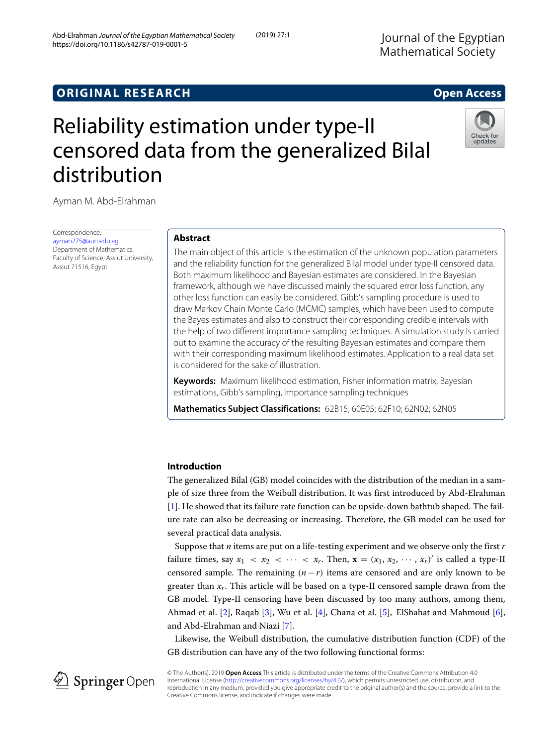ORIGINAL RESEARCH

Open Access

# Reliability estimation under type-II censored data from the generalized Bilal distribution

Ayman M. Abd-Elrahman

Correspondence: ayman275@aun.edu.eg
Department of Mathematics, Faculty of Science, Assiut University, Assiut 71516, Egypt

## Abstract

The main object of this article is the estimation of the unknown population parameters and the reliability function for the generalized Bilal model under type-II censored data. Both maximum likelihood and Bayesian estimates are considered. In the Bayesian framework, although we have discussed mainly the squared error loss function, any other loss function can easily be considered. Gibb's sampling procedure is used to draw Markov Chain Monte Carlo (MCMC) samples, which have been used to compute the Bayes estimates and also to construct their corresponding credible intervals with the help of two different importance sampling techniques. A simulation study is carried out to examine the accuracy of the resulting Bayesian estimates and compare them with their corresponding maximum likelihood estimates. Application to a real data set is considered for the sake of illustration.

**Keywords:** Maximum likelihood estimation, Fisher information matrix, Bayesian estimations, Gibb's sampling, Importance sampling techniques

**Mathematics Subject Classifications:** 62B15; 60E05; 62F10; 62N02; 62N05

## Introduction

The generalized Bilal (GB) model coincides with the distribution of the median in a sample of size three from the Weibull distribution. It was first introduced by Abd-Elrahman [1]. He showed that its failure rate function can be upside-down bathtub shaped. The failure rate can also be decreasing or increasing. Therefore, the GB model can be used for several practical data analysis.

Suppose that $n$ items are put on a life-testing experiment and we observe only the first $r$ failure times, say $x_1 < x_2 < \cdots < x_r$. Then, $\mathbf{x} = (x_1, x_2, \cdots, x_r)'$ is called a type-II censored sample. The remaining $(n-r)$ items are censored and are only known to be greater than $x_r$. This article will be based on a type-II censored sample drawn from the GB model. Type-II censoring have been discussed by too many authors, among them, Ahmad et al. [2], Raqab [3], Wu et al. [4], Chana et al. [5], ElShahat and Mahmoud [6], and Abd-Elrahman and Niazi [7].

Likewise, the Weibull distribution, the cumulative distribution function (CDF) of the GB distribution can have any of the two following functional forms:

© The Author(s). 2019 **Open Access** This article is distributed under the terms of the Creative Commons Attribution 4.0 International License (http://creativecommons.org/licenses/by/4.0/), which permits unrestricted use, distribution, and reproduction in any medium, provided you give appropriate credit to the original author(s) and the source, provide a link to the Creative Commons license, and indicate if changes were made.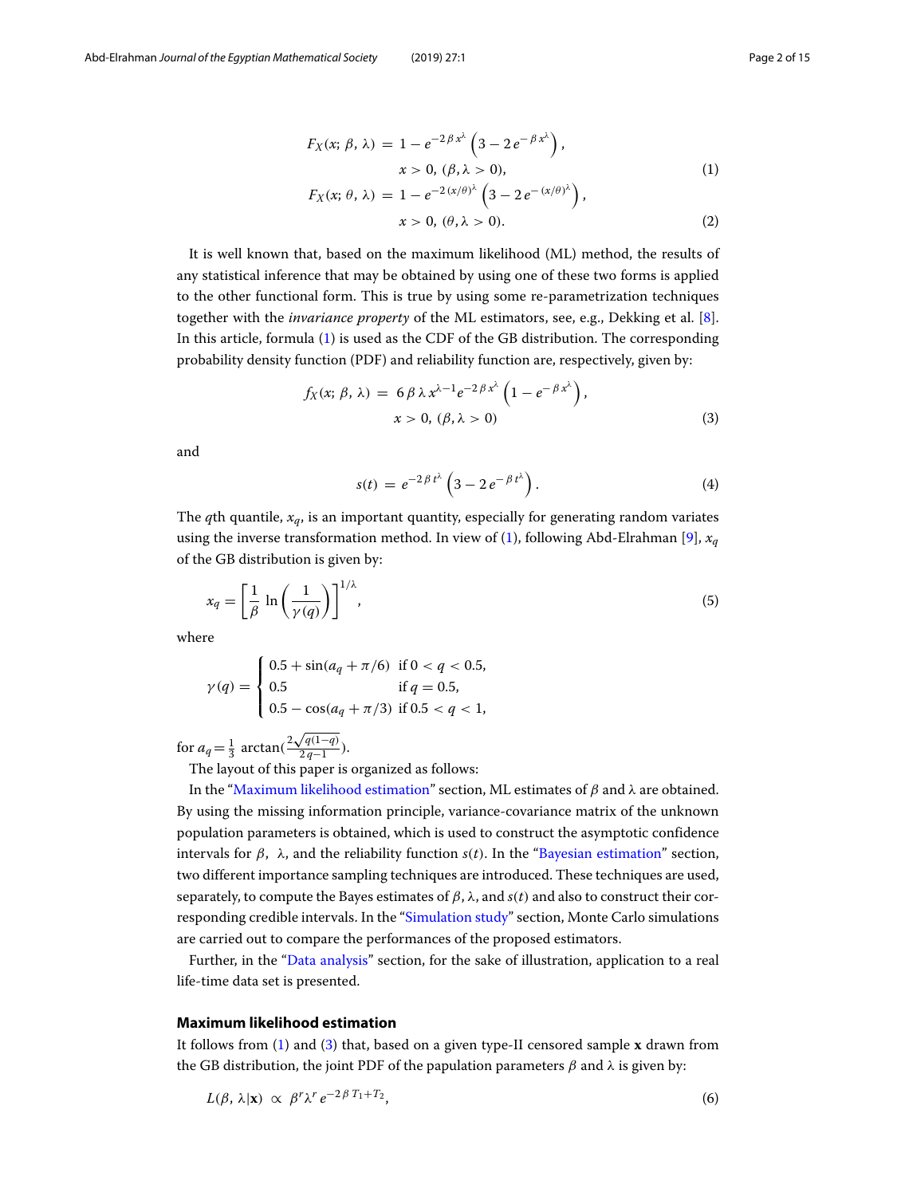$$F_X(x;\,\beta,\,\lambda) \,=\, 1 - e^{-2\,\beta\,x^{\lambda}}\left(3 - 2\,e^{-\,\beta\,x^{\lambda}}\right), \quad x > 0,\ (\beta, \lambda > 0), \tag{1}$$

$$F_X(x;\,\theta,\,\lambda) \,=\, 1 - e^{-2\,(x/\theta)^{\lambda}}\left(3 - 2\,e^{-\,(x/\theta)^{\lambda}}\right), \quad x > 0,\ (\theta, \lambda > 0). \tag{2}$$

It is well known that, based on the maximum likelihood (ML) method, the results of any statistical inference that may be obtained by using one of these two forms is applied to the other functional form. This is true by using some re-parametrization techniques together with the *invariance property* of the ML estimators, see, e.g., Dekking et al. [8]. In this article, formula (1) is used as the CDF of the GB distribution. The corresponding probability density function (PDF) and reliability function are, respectively, given by:

$$f_X(x;\,\beta,\,\lambda) \,=\, 6\,\beta\,\lambda\,x^{\lambda-1}e^{-2\,\beta\,x^{\lambda}}\left(1 - e^{-\,\beta\,x^{\lambda}}\right), \quad x > 0,\ (\beta, \lambda > 0) \tag{3}$$

and

$$s(t) \,=\, e^{-2\,\beta\,t^{\lambda}}\left(3 - 2\,e^{-\,\beta\,t^{\lambda}}\right). \tag{4}$$

The $q$th quantile, $x_q$, is an important quantity, especially for generating random variates using the inverse transformation method. In view of (1), following Abd-Elrahman [9], $x_q$ of the GB distribution is given by:

$$x_q = \left[\frac{1}{\beta}\,\ln\left(\frac{1}{\gamma(q)}\right)\right]^{1/\lambda}, \tag{5}$$

where

$$\gamma(q) = \begin{cases} 0.5 + \sin(a_q + \pi/6) & \text{if } 0 < q < 0.5, \\ 0.5 & \text{if } q = 0.5, \\ 0.5 - \cos(a_q + \pi/3) & \text{if } 0.5 < q < 1, \end{cases}$$

for $a_q = \frac{1}{3}\,\arctan(\frac{2\sqrt{q(1-q)}}{2\,q-1})$.

The layout of this paper is organized as follows:

In the "Maximum likelihood estimation" section, ML estimates of $\beta$ and $\lambda$ are obtained. By using the missing information principle, variance-covariance matrix of the unknown population parameters is obtained, which is used to construct the asymptotic confidence intervals for $\beta$, $\lambda$, and the reliability function $s(t)$. In the "Bayesian estimation" section, two different importance sampling techniques are introduced. These techniques are used, separately, to compute the Bayes estimates of $\beta$, $\lambda$, and $s(t)$ and also to construct their corresponding credible intervals. In the "Simulation study" section, Monte Carlo simulations are carried out to compare the performances of the proposed estimators.

Further, in the "Data analysis" section, for the sake of illustration, application to a real life-time data set is presented.

## Maximum likelihood estimation

It follows from (1) and (3) that, based on a given type-II censored sample $\mathbf{x}$ drawn from the GB distribution, the joint PDF of the papulation parameters $\beta$ and $\lambda$ is given by:

$$L(\beta,\,\lambda|\mathbf{x}) \;\propto\; \beta^r\lambda^r\,e^{-2\,\beta\,T_1 + T_2}, \tag{6}$$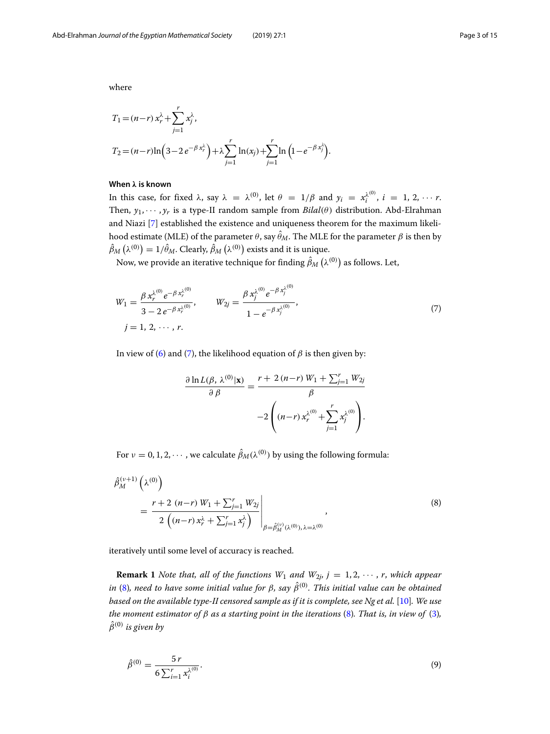where

$$T_1 = (n-r)\, x_r^{\lambda} + \sum_{j=1}^{r} x_j^{\lambda},$$

$$T_2 = (n-r) \ln\left(3 - 2\, e^{-\beta\, x_r^{\lambda}}\right) + \lambda \sum_{j=1}^{r} \ln(x_j) + \sum_{j=1}^{r} \ln\left(1 - e^{-\beta\, x_j^{\lambda}}\right).$$

#### When λ is known

In this case, for fixed $\lambda$, say $\lambda = \lambda^{(0)}$, let $\theta = 1/\beta$ and $y_i = x_i^{\lambda^{(0)}}$, $i = 1, 2, \cdots r$. Then, $y_1, \cdots, y_r$ is a type-II random sample from $Bilal(\theta)$ distribution. Abd-Elrahman and Niazi [7] established the existence and uniqueness theorem for the maximum likelihood estimate (MLE) of the parameter $\theta$, say $\hat{\theta}_M$. The MLE for the parameter $\beta$ is then by $\hat{\beta}_M\left(\lambda^{(0)}\right) = 1/\hat{\theta}_M$. Clearly, $\hat{\beta}_M\left(\lambda^{(0)}\right)$ exists and it is unique.

Now, we provide an iterative technique for finding $\hat{\beta}_M\left(\lambda^{(0)}\right)$ as follows. Let,

$$W_1 = \frac{\beta\, x_r^{\lambda^{(0)}}\, e^{-\beta\, x_r^{\lambda^{(0)}}}}{3 - 2\, e^{-\beta\, x_r^{\lambda^{(0)}}}}, \qquad W_{2j} = \frac{\beta\, x_j^{\lambda^{(0)}}\, e^{-\beta\, x_j^{\lambda^{(0)}}}}{1 - e^{-\beta\, x_j^{\lambda^{(0)}}}}, \qquad j = 1,\, 2,\, \cdots,\, r. \tag{7}$$

In view of (6) and (7), the likelihood equation of $\beta$ is then given by:

$$\frac{\partial \ln L(\beta,\, \lambda^{(0)}|\mathbf{x})}{\partial \beta} = \frac{r + 2\,(n-r)\, W_1 + \sum_{j=1}^{r} W_{2j}}{\beta} - 2\left((n-r)\, x_r^{\lambda^{(0)}} + \sum_{j=1}^{r} x_j^{\lambda^{(0)}}\right).$$

For $\nu = 0, 1, 2, \cdots$, we calculate $\hat{\beta}_M(\lambda^{(0)})$ by using the following formula:

$$\hat{\beta}_M^{(\nu+1)}\left(\lambda^{(0)}\right) = \left.\frac{r + 2\,(n-r)\, W_1 + \sum_{j=1}^{r} W_{2j}}{2\left((n-r)\, x_r^{\lambda} + \sum_{j=1}^{r} x_j^{\lambda}\right)}\right|_{\beta = \hat{\beta}_M^{(\nu)}(\lambda^{(0)}),\, \lambda = \lambda^{(0)}}, \tag{8}$$

iteratively until some level of accuracy is reached.

**Remark 1** *Note that, all of the functions $W_1$ and $W_{2j}$, $j = 1, 2, \cdots, r$, which appear in (8), need to have some initial value for $\beta$, say $\hat{\beta}^{(0)}$. This initial value can be obtained based on the available type-II censored sample as if it is complete, see Ng et al. [10]. We use the moment estimator of $\beta$ as a starting point in the iterations (8). That is, in view of (3), $\hat{\beta}^{(0)}$ is given by*

$$\hat{\beta}^{(0)} = \frac{5\, r}{6 \sum_{i=1}^{r} x_i^{\lambda^{(0)}}}. \tag{9}$$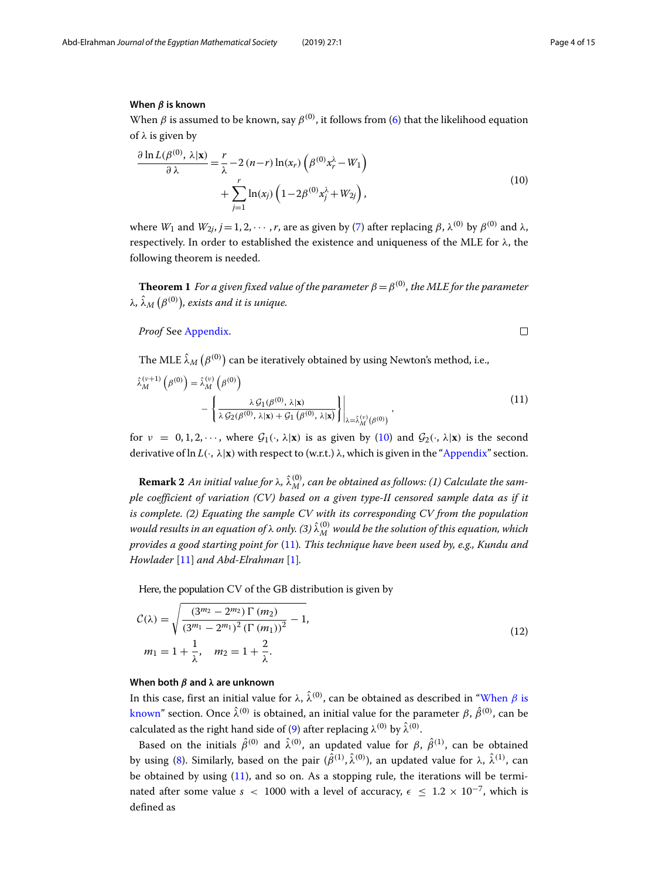### When $\beta$ is known

When $\beta$ is assumed to be known, say $\beta^{(0)}$, it follows from (6) that the likelihood equation of $\lambda$ is given by

$$\frac{\partial \ln L(\beta^{(0)},\,\lambda|\mathbf{x})}{\partial\,\lambda} = \frac{r}{\lambda} - 2\,(n-r)\ln(x_r)\left(\beta^{(0)}x_r^{\lambda} - W_1\right) + \sum_{j=1}^{r}\ln(x_j)\left(1 - 2\beta^{(0)}x_j^{\lambda} + W_{2j}\right), \tag{10}$$

where $W_1$ and $W_{2j}$, $j=1,2,\cdots,r$, are as given by (7) after replacing $\beta$, $\lambda^{(0)}$ by $\beta^{(0)}$ and $\lambda$, respectively. In order to established the existence and uniqueness of the MLE for $\lambda$, the following theorem is needed.

**Theorem 1** *For a given fixed value of the parameter $\beta = \beta^{(0)}$, the MLE for the parameter $\lambda$, $\hat{\lambda}_M\left(\beta^{(0)}\right)$, exists and it is unique.*

*Proof* See Appendix. □

The MLE $\hat{\lambda}_M\left(\beta^{(0)}\right)$ can be iteratively obtained by using Newton's method, i.e.,

$$\hat{\lambda}_M^{(\nu+1)}\left(\beta^{(0)}\right) = \hat{\lambda}_M^{(\nu)}\left(\beta^{(0)}\right) - \left\{\frac{\lambda\,\mathcal{G}_1(\beta^{(0)},\,\lambda|\mathbf{x})}{\lambda\,\mathcal{G}_2(\beta^{(0)},\,\lambda|\mathbf{x}) + \mathcal{G}_1\left(\beta^{(0)},\,\lambda|\mathbf{x}\right)}\right\}\Bigg|_{\lambda=\hat{\lambda}_M^{(\nu)}\left(\beta^{(0)}\right)}, \tag{11}$$

for $\nu = 0,1,2,\cdots$, where $\mathcal{G}_1(\cdot,\,\lambda|\mathbf{x})$ is as given by (10) and $\mathcal{G}_2(\cdot,\,\lambda|\mathbf{x})$ is the second derivative of $\ln L(\cdot,\,\lambda|\mathbf{x})$ with respect to (w.r.t.) $\lambda$, which is given in the "Appendix" section.

**Remark 2** *An initial value for $\lambda$, $\hat{\lambda}_M^{(0)}$, can be obtained as follows: (1) Calculate the sample coefficient of variation (CV) based on a given type-II censored sample data as if it is complete. (2) Equating the sample CV with its corresponding CV from the population would results in an equation of $\lambda$ only. (3) $\hat{\lambda}_M^{(0)}$ would be the solution of this equation, which provides a good starting point for* (11)*. This technique have been used by, e.g., Kundu and Howlader* [11] *and Abd-Elrahman* [1]*.*

Here, the population CV of the GB distribution is given by

$$\mathcal{C}(\lambda) = \sqrt{\frac{\left(3^{m_2} - 2^{m_2}\right)\Gamma\left(m_2\right)}{\left(3^{m_1} - 2^{m_1}\right)^2\left(\Gamma\left(m_1\right)\right)^2} - 1}, \qquad m_1 = 1 + \frac{1}{\lambda}, \quad m_2 = 1 + \frac{2}{\lambda}. \tag{12}$$

### When both $\beta$ and $\lambda$ are unknown

In this case, first an initial value for $\lambda$, $\hat{\lambda}^{(0)}$, can be obtained as described in "When $\beta$ is known" section. Once $\hat{\lambda}^{(0)}$ is obtained, an initial value for the parameter $\beta$, $\hat{\beta}^{(0)}$, can be calculated as the right hand side of (9) after replacing $\lambda^{(0)}$ by $\hat{\lambda}^{(0)}$.

Based on the initials $\hat{\beta}^{(0)}$ and $\hat{\lambda}^{(0)}$, an updated value for $\beta$, $\hat{\beta}^{(1)}$, can be obtained by using (8). Similarly, based on the pair $(\hat{\beta}^{(1)}, \hat{\lambda}^{(0)})$, an updated value for $\lambda$, $\hat{\lambda}^{(1)}$, can be obtained by using (11), and so on. As a stopping rule, the iterations will be terminated after some value $s < 1000$ with a level of accuracy, $\epsilon \leq 1.2 \times 10^{-7}$, which is defined as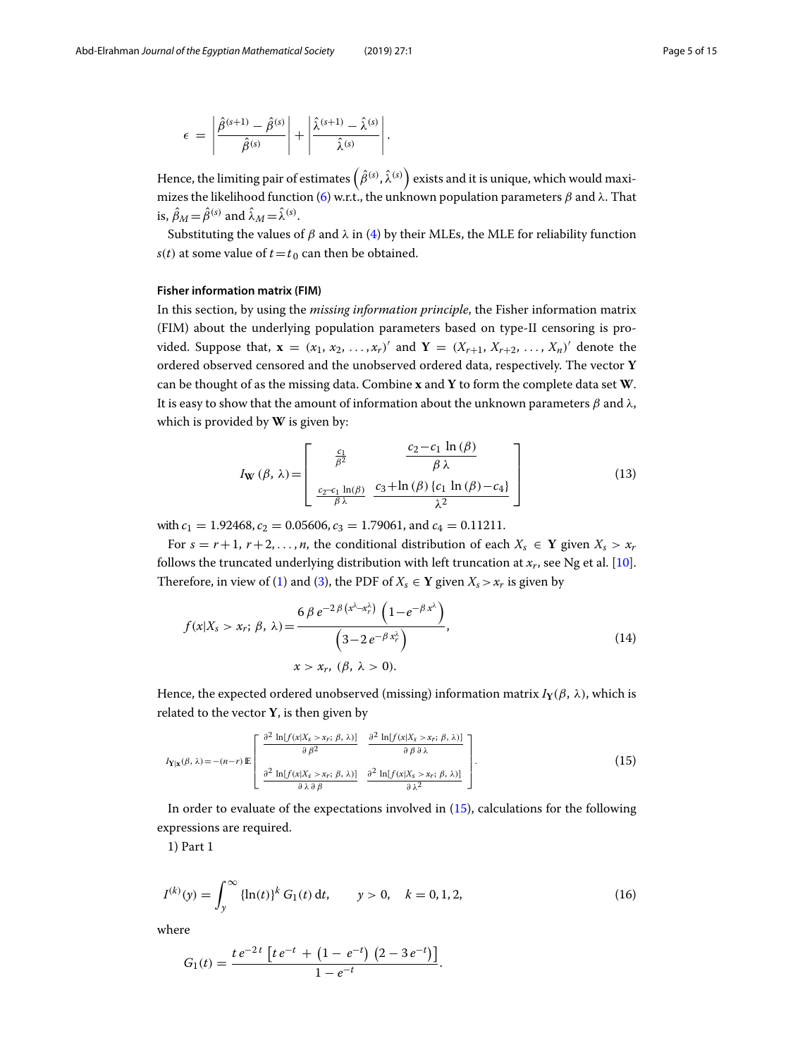$$\epsilon = \left|\frac{\hat{\beta}^{(s+1)} - \hat{\beta}^{(s)}}{\hat{\beta}^{(s)}}\right| + \left|\frac{\hat{\lambda}^{(s+1)} - \hat{\lambda}^{(s)}}{\hat{\lambda}^{(s)}}\right|.$$

Hence, the limiting pair of estimates $\left(\hat{\beta}^{(s)}, \hat{\lambda}^{(s)}\right)$ exists and it is unique, which would maximizes the likelihood function (6) w.r.t., the unknown population parameters $\beta$ and $\lambda$. That is, $\hat{\beta}_M = \hat{\beta}^{(s)}$ and $\hat{\lambda}_M = \hat{\lambda}^{(s)}$.

Substituting the values of $\beta$ and $\lambda$ in (4) by their MLEs, the MLE for reliability function $s(t)$ at some value of $t = t_0$ can then be obtained.

### Fisher information matrix (FIM)

In this section, by using the *missing information principle*, the Fisher information matrix (FIM) about the underlying population parameters based on type-II censoring is provided. Suppose that, $\mathbf{x} = (x_1, x_2, \ldots, x_r)'$ and $\mathbf{Y} = (X_{r+1}, X_{r+2}, \ldots, X_n)'$ denote the ordered observed censored and the unobserved ordered data, respectively. The vector $\mathbf{Y}$ can be thought of as the missing data. Combine $\mathbf{x}$ and $\mathbf{Y}$ to form the complete data set $\mathbf{W}$. It is easy to show that the amount of information about the unknown parameters $\beta$ and $\lambda$, which is provided by $\mathbf{W}$ is given by:

$$I_{\mathbf{W}}(\beta, \lambda) = \begin{bmatrix} \frac{c_1}{\beta^2} & \frac{c_2 - c_1 \ln(\beta)}{\beta \lambda} \\ \frac{c_2 - c_1 \ln(\beta)}{\beta \lambda} & \frac{c_3 + \ln(\beta)\{c_1 \ln(\beta) - c_4\}}{\lambda^2} \end{bmatrix} \tag{13}$$

with $c_1 = 1.92468$, $c_2 = 0.05606$, $c_3 = 1.79061$, and $c_4 = 0.11211$.

For $s = r+1, r+2, \ldots, n$, the conditional distribution of each $X_s \in \mathbf{Y}$ given $X_s > x_r$ follows the truncated underlying distribution with left truncation at $x_r$, see Ng et al. [10]. Therefore, in view of (1) and (3), the PDF of $X_s \in \mathbf{Y}$ given $X_s > x_r$ is given by

$$f(x|X_s > x_r;\, \beta,\, \lambda) = \frac{6\,\beta\, e^{-2\,\beta\left(x^{\lambda} - x_r^{\lambda}\right)}\left(1 - e^{-\beta\, x^{\lambda}}\right)}{\left(3 - 2\, e^{-\beta\, x_r^{\lambda}}\right)}, \qquad x > x_r,\ (\beta,\, \lambda > 0). \tag{14}$$

Hence, the expected ordered unobserved (missing) information matrix $I_{\mathbf{Y}}(\beta, \lambda)$, which is related to the vector $\mathbf{Y}$, is then given by

$$I_{\mathbf{Y}|\mathbf{x}}(\beta, \lambda) = -(n-r)\,\mathbb{E}\begin{bmatrix} \frac{\partial^2 \ln[f(x|X_s > x_r;\, \beta,\, \lambda)]}{\partial \beta^2} & \frac{\partial^2 \ln[f(x|X_s > x_r;\, \beta,\, \lambda)]}{\partial \beta\, \partial \lambda} \\ \frac{\partial^2 \ln[f(x|X_s > x_r;\, \beta,\, \lambda)]}{\partial \lambda\, \partial \beta} & \frac{\partial^2 \ln[f(x|X_s > x_r;\, \beta,\, \lambda)]}{\partial \lambda^2} \end{bmatrix}. \tag{15}$$

In order to evaluate of the expectations involved in (15), calculations for the following expressions are required.

1) Part 1

$$I^{(k)}(y) = \int_y^{\infty} \{\ln(t)\}^k\, G_1(t)\, \mathrm{d}t, \qquad y > 0, \quad k = 0, 1, 2, \tag{16}$$

where

$$G_1(t) = \frac{t\, e^{-2\,t}\left[t\, e^{-t} + \left(1 - e^{-t}\right)\left(2 - 3\, e^{-t}\right)\right]}{1 - e^{-t}}.$$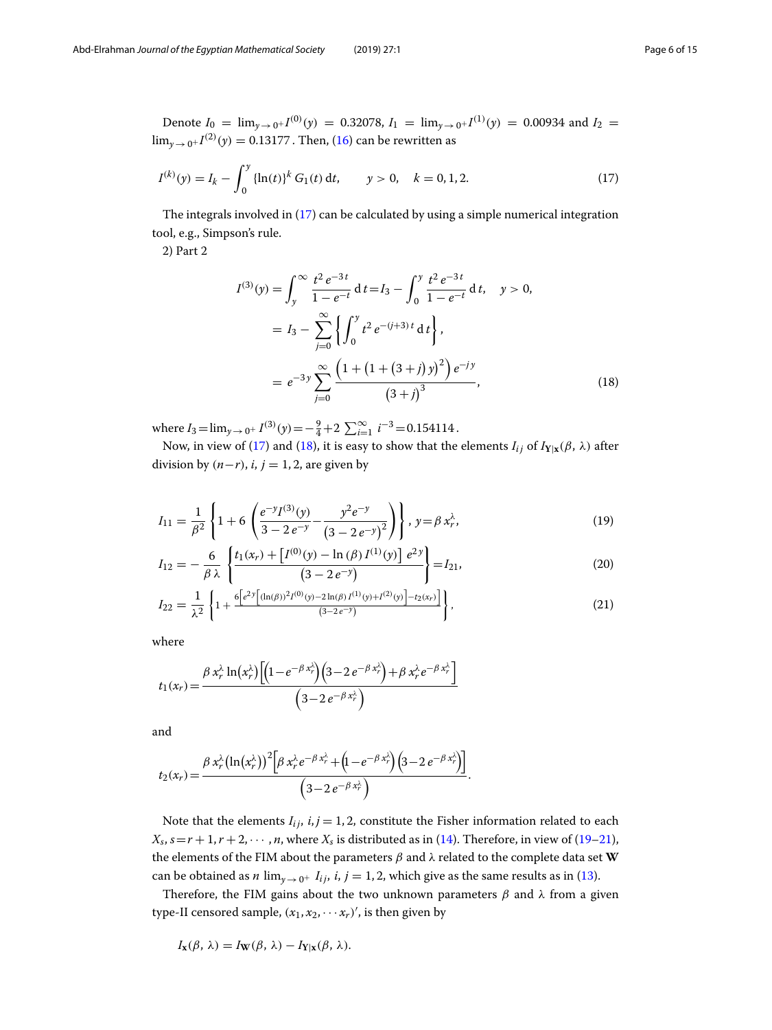Denote $I_0 = \lim_{y\to 0^+} I^{(0)}(y) = 0.32078$, $I_1 = \lim_{y\to 0^+} I^{(1)}(y) = 0.00934$ and $I_2 = \lim_{y\to 0^+} I^{(2)}(y) = 0.13177$ . Then, (16) can be rewritten as

$$I^{(k)}(y) = I_k - \int_0^y \{\ln(t)\}^k \, G_1(t)\, \mathrm{d}t, \qquad y > 0, \quad k = 0, 1, 2. \tag{17}$$

The integrals involved in (17) can be calculated by using a simple numerical integration tool, e.g., Simpson's rule.

2) Part 2

$$\begin{aligned} I^{(3)}(y) &= \int_y^\infty \frac{t^2\, e^{-3\,t}}{1-e^{-t}}\, \mathrm{d}\,t = I_3 - \int_0^y \frac{t^2\, e^{-3\,t}}{1-e^{-t}}\, \mathrm{d}\,t, \quad y>0, \\ &= I_3 - \sum_{j=0}^{\infty} \left\{ \int_0^y t^2\, e^{-(j+3)\,t}\, \mathrm{d}\,t \right\}, \\ &= e^{-3\,y} \sum_{j=0}^{\infty} \frac{\left(1+\left(1+\left(3+j\right)y\right)^2\right) e^{-j\,y}}{\left(3+j\right)^3}, \end{aligned} \tag{18}$$

where $I_3 = \lim_{y\to 0^+} I^{(3)}(y) = -\frac{9}{4} + 2\sum_{i=1}^{\infty} i^{-3} = 0.154114$ .

Now, in view of (17) and (18), it is easy to show that the elements $I_{ij}$ of $I_{\mathbf{Y}|\mathbf{x}}(\beta,\, \lambda)$ after division by $(n-r)$, $i,\, j = 1, 2$, are given by

$$I_{11} = \frac{1}{\beta^2} \left\{ 1 + 6\left( \frac{e^{-y} I^{(3)}(y)}{3-2\,e^{-y}} - \frac{y^2 e^{-y}}{\left(3-2\,e^{-y}\right)^2} \right) \right\},\ y = \beta\, x_r^{\lambda}, \tag{19}$$

$$I_{12} = -\frac{6}{\beta\,\lambda} \left\{ \frac{t_1(x_r) + \left[ I^{(0)}(y) - \ln(\beta)\, I^{(1)}(y) \right]\, e^{2\,y}}{\left(3-2\,e^{-y}\right)} \right\} = I_{21}, \tag{20}$$

$$I_{22} = \frac{1}{\lambda^2} \left\{ 1 + \frac{6\left[ e^{2\,y}\left[ (\ln(\beta))^2 I^{(0)}(y) - 2\ln(\beta)\, I^{(1)}(y) + I^{(2)}(y) \right] - t_2(x_r) \right]}{\left(3-2\,e^{-y}\right)} \right\}, \tag{21}$$

where

$$t_1(x_r) = \frac{\beta\, x_r^{\lambda} \ln\!\left(x_r^{\lambda}\right) \left[ \left(1-e^{-\beta\, x_r^{\lambda}}\right)\left(3-2\,e^{-\beta\, x_r^{\lambda}}\right) + \beta\, x_r^{\lambda} e^{-\beta\, x_r^{\lambda}} \right]}{\left(3-2\,e^{-\beta\, x_r^{\lambda}}\right)}$$

and

$$t_2(x_r) = \frac{\beta\, x_r^{\lambda} \left(\ln\!\left(x_r^{\lambda}\right)\right)^2 \left[ \beta\, x_r^{\lambda} e^{-\beta\, x_r^{\lambda}} + \left(1-e^{-\beta\, x_r^{\lambda}}\right)\left(3-2\,e^{-\beta\, x_r^{\lambda}}\right) \right]}{\left(3-2\,e^{-\beta\, x_r^{\lambda}}\right)}.$$

Note that the elements $I_{ij}$, $i, j = 1, 2$, constitute the Fisher information related to each $X_s$, $s = r+1, r+2, \cdots, n$, where $X_s$ is distributed as in (14). Therefore, in view of (19–21), the elements of the FIM about the parameters $\beta$ and $\lambda$ related to the complete data set $\mathbf{W}$ can be obtained as $n \lim_{y\to 0^+} I_{ij}$, $i,\, j = 1, 2$, which give as the same results as in (13).

Therefore, the FIM gains about the two unknown parameters $\beta$ and $\lambda$ from a given type-II censored sample, $(x_1, x_2, \cdots x_r)'$, is then given by

$$I_{\mathbf{x}}(\beta,\, \lambda) = I_{\mathbf{W}}(\beta,\, \lambda) - I_{\mathbf{Y}|\mathbf{x}}(\beta,\, \lambda).$$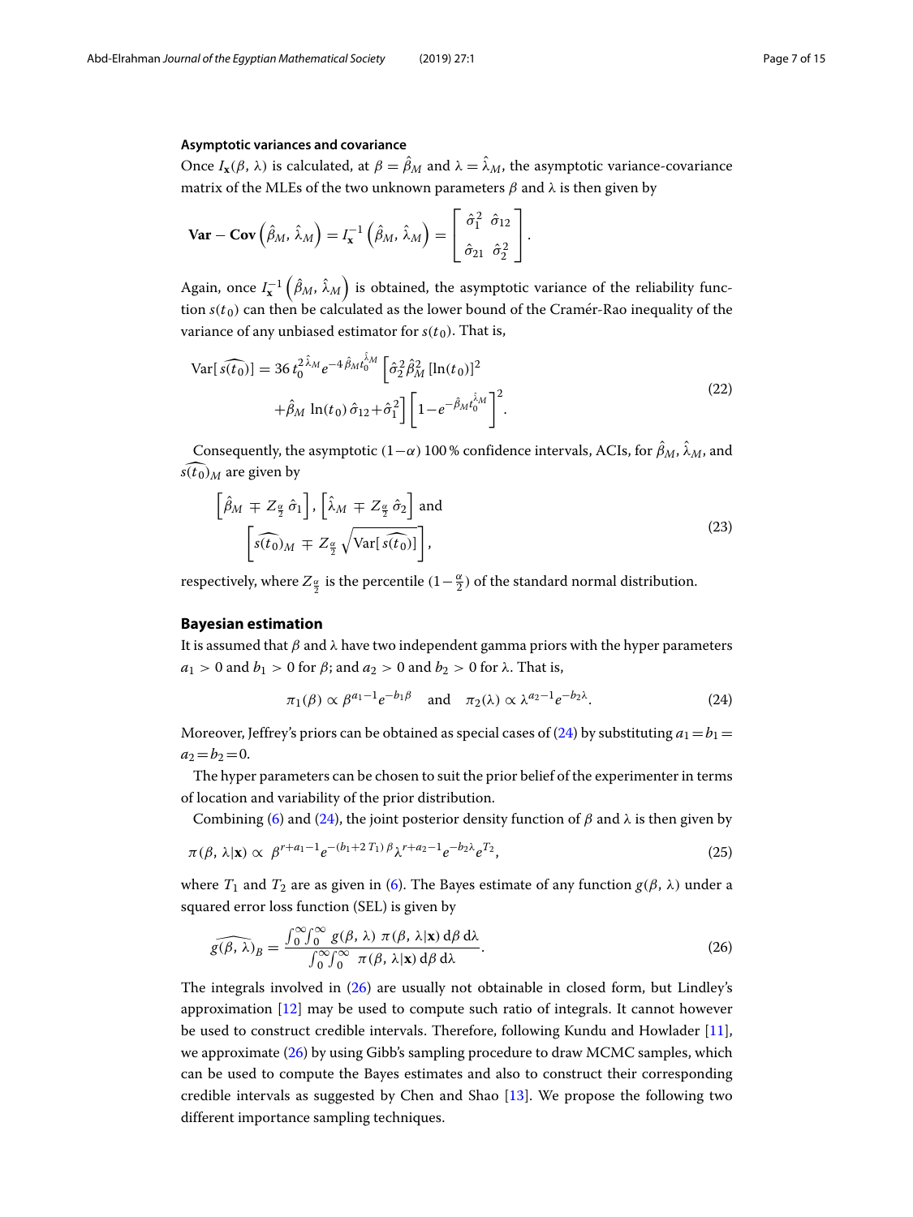#### Asymptotic variances and covariance

Once $I_{\mathbf{x}}(\beta, \lambda)$ is calculated, at $\beta = \hat{\beta}_M$ and $\lambda = \hat{\lambda}_M$, the asymptotic variance-covariance matrix of the MLEs of the two unknown parameters $\beta$ and $\lambda$ is then given by

$$\mathbf{Var} - \mathbf{Cov}\left(\hat{\beta}_M, \hat{\lambda}_M\right) = I_{\mathbf{x}}^{-1}\left(\hat{\beta}_M, \hat{\lambda}_M\right) = \begin{bmatrix} \hat{\sigma}_1^2 & \hat{\sigma}_{12} \\ \hat{\sigma}_{21} & \hat{\sigma}_2^2 \end{bmatrix}.$$

Again, once $I_{\mathbf{x}}^{-1}\left(\hat{\beta}_M, \hat{\lambda}_M\right)$ is obtained, the asymptotic variance of the reliability function $s(t_0)$ can then be calculated as the lower bound of the Cramér-Rao inequality of the variance of any unbiased estimator for $s(t_0)$. That is,

$$\begin{aligned} \mathrm{Var}[\,\widehat{s(t_0)}] = 36\, t_0^{2\hat{\lambda}_M} e^{-4\hat{\beta}_M t_0^{\hat{\lambda}_M}} \Big[ & \hat{\sigma}_2^2 \hat{\beta}_M^2 \, [\ln(t_0)]^2 \\ & + \hat{\beta}_M \, \ln(t_0)\, \hat{\sigma}_{12} + \hat{\sigma}_1^2 \Big] \left[1 - e^{-\hat{\beta}_M t_0^{\hat{\lambda}_M}}\right]^2. \end{aligned} \tag{22}$$

Consequently, the asymptotic $(1-\alpha)\,100\,\%$ confidence intervals, ACIs, for $\hat{\beta}_M$, $\hat{\lambda}_M$, and $\widehat{s(t_0)}_M$ are given by

$$\begin{aligned} &\left[\hat{\beta}_M \mp Z_{\frac{\alpha}{2}}\, \hat{\sigma}_1\right], \left[\hat{\lambda}_M \mp Z_{\frac{\alpha}{2}}\, \hat{\sigma}_2\right] \text{ and} \\ &\left[\widehat{s(t_0)}_M \mp Z_{\frac{\alpha}{2}} \sqrt{\mathrm{Var}[\,\widehat{s(t_0)}]}\right], \end{aligned} \tag{23}$$

respectively, where $Z_{\frac{\alpha}{2}}$ is the percentile $(1-\frac{\alpha}{2})$ of the standard normal distribution.

### Bayesian estimation

It is assumed that $\beta$ and $\lambda$ have two independent gamma priors with the hyper parameters $a_1 > 0$ and $b_1 > 0$ for $\beta$; and $a_2 > 0$ and $b_2 > 0$ for $\lambda$. That is,

$$\pi_1(\beta) \propto \beta^{a_1-1} e^{-b_1 \beta} \quad \text{and} \quad \pi_2(\lambda) \propto \lambda^{a_2-1} e^{-b_2 \lambda}. \tag{24}$$

Moreover, Jeffrey's priors can be obtained as special cases of (24) by substituting $a_1 = b_1 = a_2 = b_2 = 0$.

The hyper parameters can be chosen to suit the prior belief of the experimenter in terms of location and variability of the prior distribution.

Combining (6) and (24), the joint posterior density function of $\beta$ and $\lambda$ is then given by

$$\pi(\beta, \lambda|\mathbf{x}) \propto \beta^{r+a_1-1} e^{-(b_1+2\,T_1)\,\beta} \lambda^{r+a_2-1} e^{-b_2\lambda} e^{T_2}, \tag{25}$$

where $T_1$ and $T_2$ are as given in (6). The Bayes estimate of any function $g(\beta, \lambda)$ under a squared error loss function (SEL) is given by

$$\widehat{g(\beta, \lambda)}_B = \frac{\int_0^\infty \int_0^\infty g(\beta, \lambda)\ \pi(\beta, \lambda|\mathbf{x})\, \mathrm{d}\beta\, \mathrm{d}\lambda}{\int_0^\infty \int_0^\infty \ \pi(\beta, \lambda|\mathbf{x})\, \mathrm{d}\beta\, \mathrm{d}\lambda}. \tag{26}$$

The integrals involved in (26) are usually not obtainable in closed form, but Lindley's approximation [12] may be used to compute such ratio of integrals. It cannot however be used to construct credible intervals. Therefore, following Kundu and Howlader [11], we approximate (26) by using Gibb's sampling procedure to draw MCMC samples, which can be used to compute the Bayes estimates and also to construct their corresponding credible intervals as suggested by Chen and Shao [13]. We propose the following two different importance sampling techniques.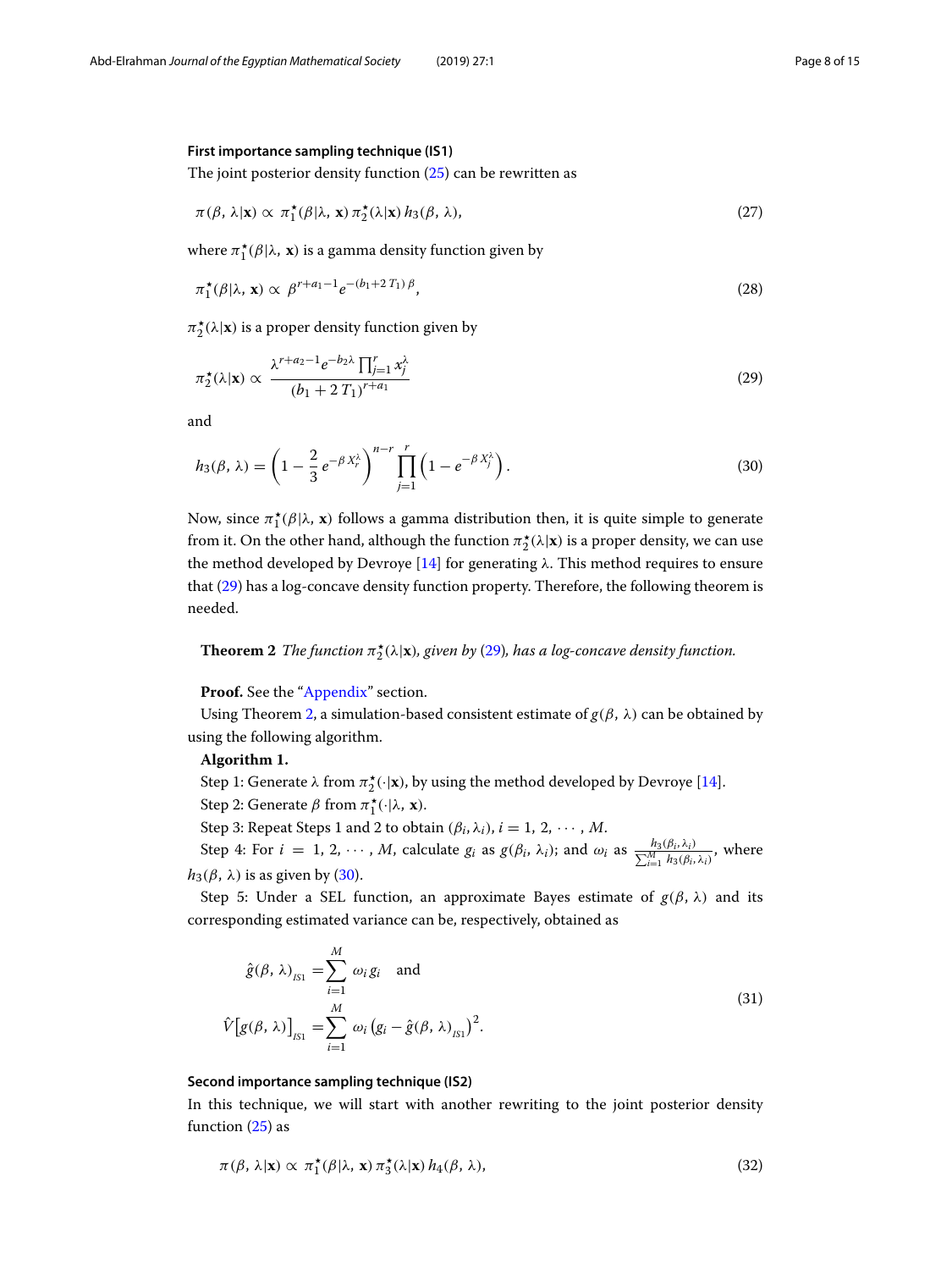### First importance sampling technique (IS1)

The joint posterior density function (25) can be rewritten as

$$\pi(\beta, \lambda|\mathbf{x}) \propto \pi_1^{\star}(\beta|\lambda, \mathbf{x})\, \pi_2^{\star}(\lambda|\mathbf{x})\, h_3(\beta, \lambda), \tag{27}$$

where $\pi_1^{\star}(\beta|\lambda, \mathbf{x})$ is a gamma density function given by

$$\pi_1^{\star}(\beta|\lambda, \mathbf{x}) \propto \beta^{r+a_1-1} e^{-(b_1+2\,T_1)\,\beta}, \tag{28}$$

$\pi_2^{\star}(\lambda|\mathbf{x})$ is a proper density function given by

$$\pi_2^{\star}(\lambda|\mathbf{x}) \propto \frac{\lambda^{r+a_2-1} e^{-b_2\lambda} \prod_{j=1}^{r} x_j^{\lambda}}{(b_1+2\,T_1)^{r+a_1}} \tag{29}$$

and

$$h_3(\beta, \lambda) = \left(1 - \frac{2}{3} e^{-\beta X_r^{\lambda}}\right)^{n-r} \prod_{j=1}^{r} \left(1 - e^{-\beta X_j^{\lambda}}\right). \tag{30}$$

Now, since $\pi_1^{\star}(\beta|\lambda, \mathbf{x})$ follows a gamma distribution then, it is quite simple to generate from it. On the other hand, although the function $\pi_2^{\star}(\lambda|\mathbf{x})$ is a proper density, we can use the method developed by Devroye [14] for generating $\lambda$. This method requires to ensure that (29) has a log-concave density function property. Therefore, the following theorem is needed.

**Theorem 2** *The function $\pi_2^{\star}(\lambda|\mathbf{x})$, given by (29), has a log-concave density function.*

**Proof.** See the "Appendix" section.

Using Theorem 2, a simulation-based consistent estimate of $g(\beta, \lambda)$ can be obtained by using the following algorithm.

**Algorithm 1.**

Step 1: Generate $\lambda$ from $\pi_2^{\star}(\cdot|\mathbf{x})$, by using the method developed by Devroye [14].

Step 2: Generate $\beta$ from $\pi_1^{\star}(\cdot|\lambda, \mathbf{x})$.

Step 3: Repeat Steps 1 and 2 to obtain $(\beta_i, \lambda_i)$, $i = 1, 2, \cdots, M$.

Step 4: For $i = 1, 2, \cdots, M$, calculate $g_i$ as $g(\beta_i, \lambda_i)$; and $\omega_i$ as $\frac{h_3(\beta_i, \lambda_i)}{\sum_{i=1}^{M} h_3(\beta_i, \lambda_i)}$, where $h_3(\beta, \lambda)$ is as given by (30).

Step 5: Under a SEL function, an approximate Bayes estimate of $g(\beta, \lambda)$ and its corresponding estimated variance can be, respectively, obtained as

$$\begin{aligned} \hat{g}(\beta, \lambda)_{_{IS1}} &= \sum_{i=1}^{M} \omega_i\, g_i \quad \text{and} \\ \hat{V}\big[g(\beta, \lambda)\big]_{_{IS1}} &= \sum_{i=1}^{M} \omega_i \left(g_i - \hat{g}(\beta, \lambda)_{_{IS1}}\right)^2. \end{aligned} \tag{31}$$

### Second importance sampling technique (IS2)

In this technique, we will start with another rewriting to the joint posterior density function (25) as

$$\pi(\beta, \lambda|\mathbf{x}) \propto \pi_1^{\star}(\beta|\lambda, \mathbf{x})\, \pi_3^{\star}(\lambda|\mathbf{x})\, h_4(\beta, \lambda), \tag{32}$$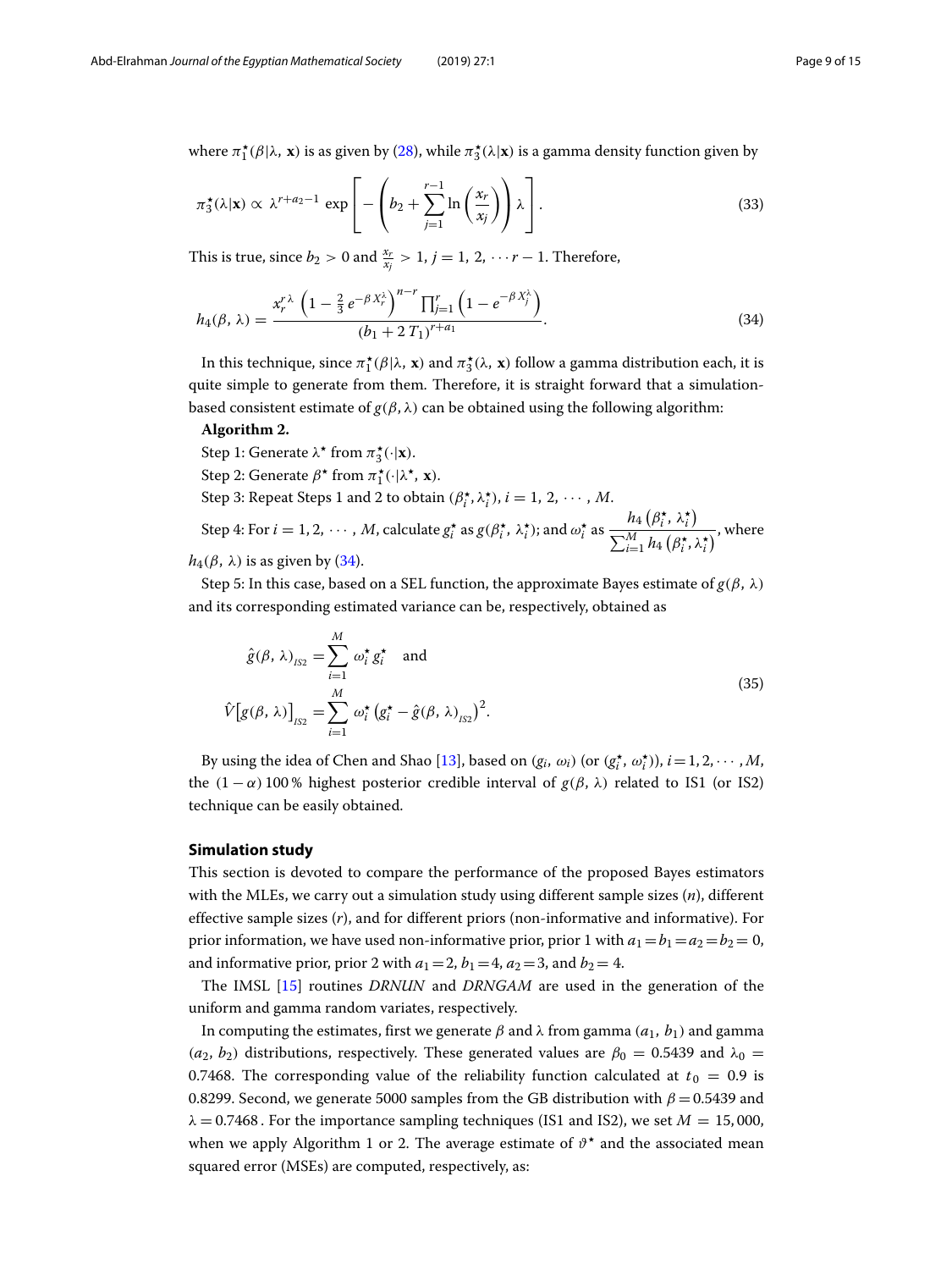where $\pi_1^\star(\beta|\lambda, \mathbf{x})$ is as given by (28), while $\pi_3^\star(\lambda|\mathbf{x})$ is a gamma density function given by

$$\pi_3^\star(\lambda|\mathbf{x}) \propto \lambda^{r+a_2-1} \exp\left[-\left(b_2 + \sum_{j=1}^{r-1} \ln\left(\frac{x_r}{x_j}\right)\right)\lambda\right]. \tag{33}$$

This is true, since $b_2 > 0$ and $\frac{x_r}{x_j} > 1$, $j = 1, 2, \cdots r-1$. Therefore,

$$h_4(\beta, \lambda) = \frac{x_r^{r\lambda}\left(1 - \frac{2}{3}e^{-\beta X_r^\lambda}\right)^{n-r}\prod_{j=1}^{r}\left(1 - e^{-\beta X_j^\lambda}\right)}{(b_1 + 2T_1)^{r+a_1}}. \tag{34}$$

In this technique, since $\pi_1^\star(\beta|\lambda, \mathbf{x})$ and $\pi_3^\star(\lambda, \mathbf{x})$ follow a gamma distribution each, it is quite simple to generate from them. Therefore, it is straight forward that a simulation-based consistent estimate of $g(\beta, \lambda)$ can be obtained using the following algorithm:

**Algorithm 2.**

Step 1: Generate $\lambda^\star$ from $\pi_3^\star(\cdot|\mathbf{x})$.

Step 2: Generate $\beta^\star$ from $\pi_1^\star(\cdot|\lambda^\star, \mathbf{x})$.

Step 3: Repeat Steps 1 and 2 to obtain $(\beta_i^\star, \lambda_i^\star)$, $i = 1, 2, \cdots, M$.

Step 4: For $i = 1, 2, \cdots, M$, calculate $g_i^\star$ as $g(\beta_i^\star, \lambda_i^\star)$; and $\omega_i^\star$ as $\dfrac{h_4(\beta_i^\star, \lambda_i^\star)}{\sum_{i=1}^M h_4(\beta_i^\star, \lambda_i^\star)}$, where $h_4(\beta, \lambda)$ is as given by (34).

Step 5: In this case, based on a SEL function, the approximate Bayes estimate of $g(\beta, \lambda)$ and its corresponding estimated variance can be, respectively, obtained as

$$\begin{aligned}
\hat{g}(\beta, \lambda)_{IS2} &= \sum_{i=1}^{M} \omega_i^\star g_i^\star \quad \text{and} \\
\hat{V}\big[g(\beta, \lambda)\big]_{IS2} &= \sum_{i=1}^{M} \omega_i^\star \left(g_i^\star - \hat{g}(\beta, \lambda)_{IS2}\right)^2.
\end{aligned} \tag{35}$$

By using the idea of Chen and Shao [13], based on $(g_i, \omega_i)$ (or $(g_i^\star, \omega_i^\star)$), $i = 1, 2, \cdots, M$, the $(1-\alpha)\,100\,\%$ highest posterior credible interval of $g(\beta, \lambda)$ related to IS1 (or IS2) technique can be easily obtained.

## Simulation study

This section is devoted to compare the performance of the proposed Bayes estimators with the MLEs, we carry out a simulation study using different sample sizes ($n$), different effective sample sizes ($r$), and for different priors (non-informative and informative). For prior information, we have used non-informative prior, prior 1 with $a_1 = b_1 = a_2 = b_2 = 0$, and informative prior, prior 2 with $a_1 = 2$, $b_1 = 4$, $a_2 = 3$, and $b_2 = 4$.

The IMSL [15] routines *DRNUN* and *DRNGAM* are used in the generation of the uniform and gamma random variates, respectively.

In computing the estimates, first we generate $\beta$ and $\lambda$ from gamma $(a_1, b_1)$ and gamma $(a_2, b_2)$ distributions, respectively. These generated values are $\beta_0 = 0.5439$ and $\lambda_0 = 0.7468$. The corresponding value of the reliability function calculated at $t_0 = 0.9$ is 0.8299. Second, we generate 5000 samples from the GB distribution with $\beta = 0.5439$ and $\lambda = 0.7468$. For the importance sampling techniques (IS1 and IS2), we set $M = 15,000$, when we apply Algorithm 1 or 2. The average estimate of $\vartheta^\star$ and the associated mean squared error (MSEs) are computed, respectively, as: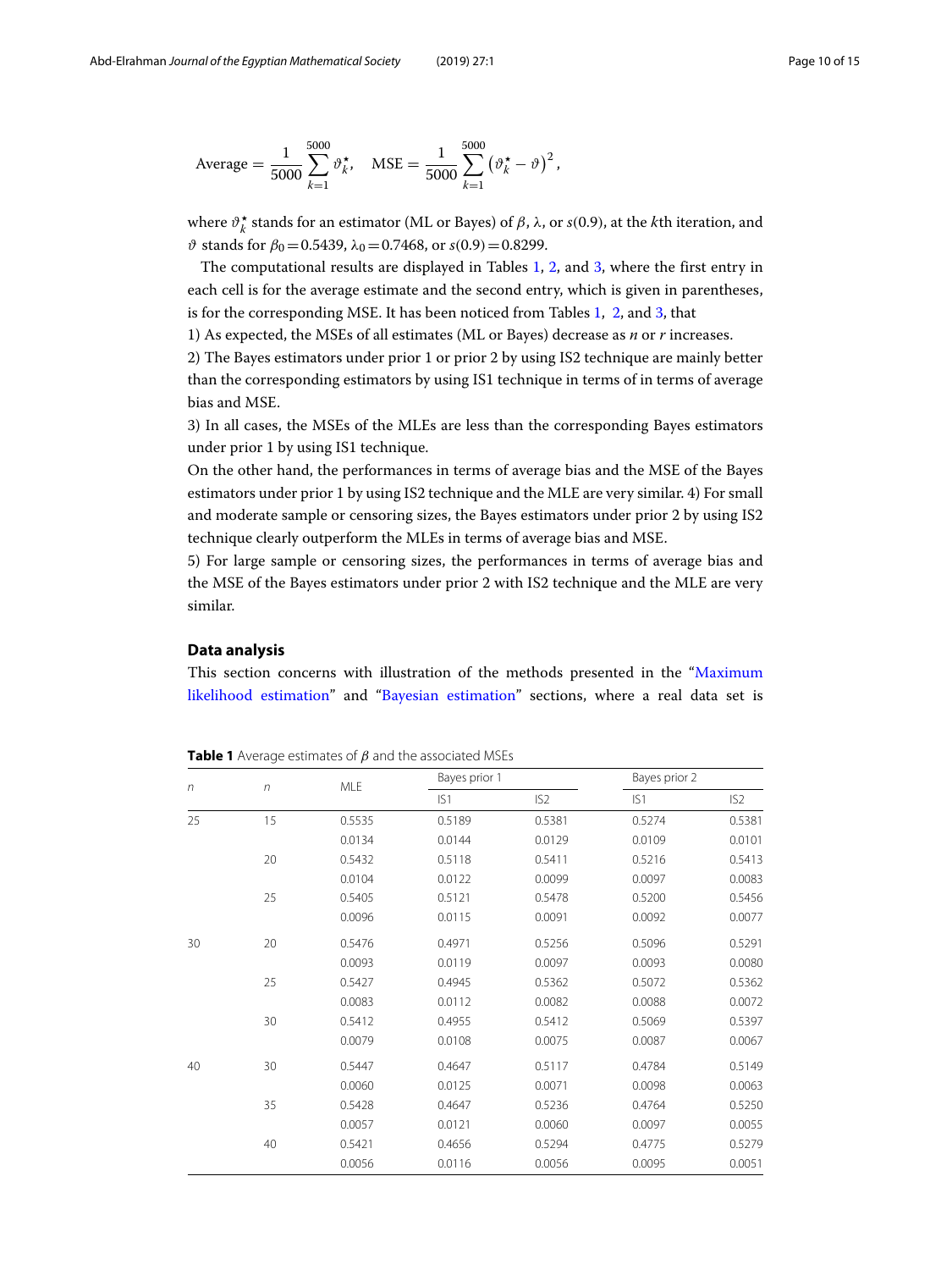$$\text{Average} = \frac{1}{5000}\sum_{k=1}^{5000} \vartheta_k^\star, \quad \text{MSE} = \frac{1}{5000}\sum_{k=1}^{5000}\left(\vartheta_k^\star - \vartheta\right)^2,$$

where $\vartheta_k^\star$ stands for an estimator (ML or Bayes) of $\beta$, $\lambda$, or $s(0.9)$, at the $k$th iteration, and $\vartheta$ stands for $\beta_0 = 0.5439$, $\lambda_0 = 0.7468$, or $s(0.9) = 0.8299$.

The computational results are displayed in Tables 1, 2, and 3, where the first entry in each cell is for the average estimate and the second entry, which is given in parentheses, is for the corresponding MSE. It has been noticed from Tables 1, 2, and 3, that

1) As expected, the MSEs of all estimates (ML or Bayes) decrease as $n$ or $r$ increases.

2) The Bayes estimators under prior 1 or prior 2 by using IS2 technique are mainly better than the corresponding estimators by using IS1 technique in terms of in terms of average bias and MSE.

3) In all cases, the MSEs of the MLEs are less than the corresponding Bayes estimators under prior 1 by using IS1 technique.

On the other hand, the performances in terms of average bias and the MSE of the Bayes estimators under prior 1 by using IS2 technique and the MLE are very similar. 4) For small and moderate sample or censoring sizes, the Bayes estimators under prior 2 by using IS2 technique clearly outperform the MLEs in terms of average bias and MSE.

5) For large sample or censoring sizes, the performances in terms of average bias and the MSE of the Bayes estimators under prior 2 with IS2 technique and the MLE are very similar.

## Data analysis

This section concerns with illustration of the methods presented in the "Maximum likelihood estimation" and "Bayesian estimation" sections, where a real data set is

**Table 1** Average estimates of $\beta$ and the associated MSEs

| $n$ | $n$ | MLE | Bayes prior 1 | | Bayes prior 2 | |
|---|---|---|---|---|---|---|
| | | | IS1 | IS2 | IS1 | IS2 |
| 25 | 15 | 0.5535 | 0.5189 | 0.5381 | 0.5274 | 0.5381 |
| | | 0.0134 | 0.0144 | 0.0129 | 0.0109 | 0.0101 |
| | 20 | 0.5432 | 0.5118 | 0.5411 | 0.5216 | 0.5413 |
| | | 0.0104 | 0.0122 | 0.0099 | 0.0097 | 0.0083 |
| | 25 | 0.5405 | 0.5121 | 0.5478 | 0.5200 | 0.5456 |
| | | 0.0096 | 0.0115 | 0.0091 | 0.0092 | 0.0077 |
| 30 | 20 | 0.5476 | 0.4971 | 0.5256 | 0.5096 | 0.5291 |
| | | 0.0093 | 0.0119 | 0.0097 | 0.0093 | 0.0080 |
| | 25 | 0.5427 | 0.4945 | 0.5362 | 0.5072 | 0.5362 |
| | | 0.0083 | 0.0112 | 0.0082 | 0.0088 | 0.0072 |
| | 30 | 0.5412 | 0.4955 | 0.5412 | 0.5069 | 0.5397 |
| | | 0.0079 | 0.0108 | 0.0075 | 0.0087 | 0.0067 |
| 40 | 30 | 0.5447 | 0.4647 | 0.5117 | 0.4784 | 0.5149 |
| | | 0.0060 | 0.0125 | 0.0071 | 0.0098 | 0.0063 |
| | 35 | 0.5428 | 0.4647 | 0.5236 | 0.4764 | 0.5250 |
| | | 0.0057 | 0.0121 | 0.0060 | 0.0097 | 0.0055 |
| | 40 | 0.5421 | 0.4656 | 0.5294 | 0.4775 | 0.5279 |
| | | 0.0056 | 0.0116 | 0.0056 | 0.0095 | 0.0051 |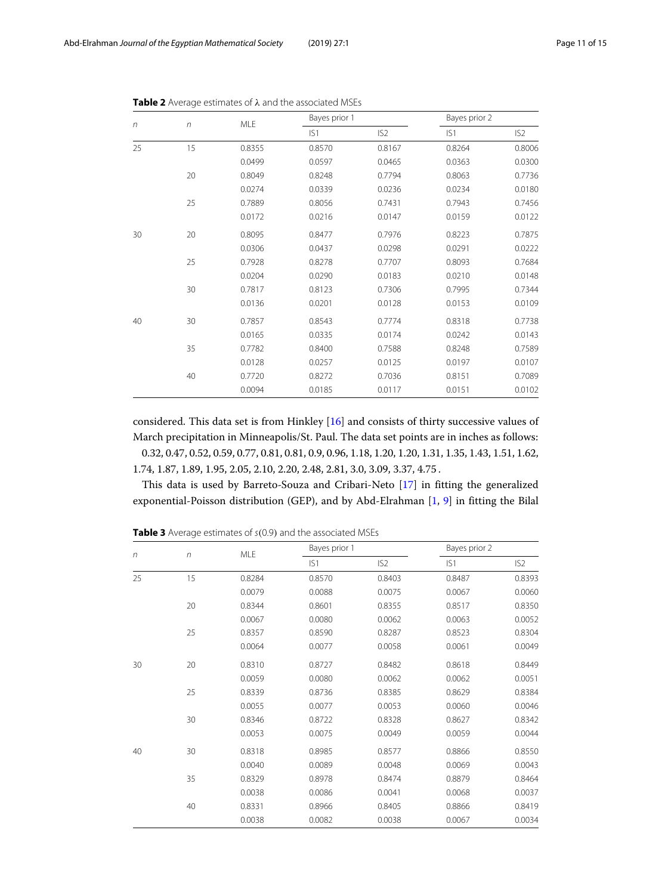**Table 2** Average estimates of λ and the associated MSEs

| $n$ | $n$ | MLE | Bayes prior 1 | | Bayes prior 2 | |
|---|---|---|---|---|---|---|
| | | | IS1 | IS2 | IS1 | IS2 |
| 25 | 15 | 0.8355 | 0.8570 | 0.8167 | 0.8264 | 0.8006 |
| | | 0.0499 | 0.0597 | 0.0465 | 0.0363 | 0.0300 |
| | 20 | 0.8049 | 0.8248 | 0.7794 | 0.8063 | 0.7736 |
| | | 0.0274 | 0.0339 | 0.0236 | 0.0234 | 0.0180 |
| | 25 | 0.7889 | 0.8056 | 0.7431 | 0.7943 | 0.7456 |
| | | 0.0172 | 0.0216 | 0.0147 | 0.0159 | 0.0122 |
| 30 | 20 | 0.8095 | 0.8477 | 0.7976 | 0.8223 | 0.7875 |
| | | 0.0306 | 0.0437 | 0.0298 | 0.0291 | 0.0222 |
| | 25 | 0.7928 | 0.8278 | 0.7707 | 0.8093 | 0.7684 |
| | | 0.0204 | 0.0290 | 0.0183 | 0.0210 | 0.0148 |
| | 30 | 0.7817 | 0.8123 | 0.7306 | 0.7995 | 0.7344 |
| | | 0.0136 | 0.0201 | 0.0128 | 0.0153 | 0.0109 |
| 40 | 30 | 0.7857 | 0.8543 | 0.7774 | 0.8318 | 0.7738 |
| | | 0.0165 | 0.0335 | 0.0174 | 0.0242 | 0.0143 |
| | 35 | 0.7782 | 0.8400 | 0.7588 | 0.8248 | 0.7589 |
| | | 0.0128 | 0.0257 | 0.0125 | 0.0197 | 0.0107 |
| | 40 | 0.7720 | 0.8272 | 0.7036 | 0.8151 | 0.7089 |
| | | 0.0094 | 0.0185 | 0.0117 | 0.0151 | 0.0102 |

considered. This data set is from Hinkley [16] and consists of thirty successive values of March precipitation in Minneapolis/St. Paul. The data set points are in inches as follows: 0.32, 0.47, 0.52, 0.59, 0.77, 0.81, 0.81, 0.9, 0.96, 1.18, 1.20, 1.20, 1.31, 1.35, 1.43, 1.51, 1.62, 1.74, 1.87, 1.89, 1.95, 2.05, 2.10, 2.20, 2.48, 2.81, 3.0, 3.09, 3.37, 4.75 .

This data is used by Barreto-Souza and Cribari-Neto [17] in fitting the generalized exponential-Poisson distribution (GEP), and by Abd-Elrahman [1, 9] in fitting the Bilal

**Table 3** Average estimates of $s(0.9)$ and the associated MSEs

| $n$ | $n$ | MLE | Bayes prior 1 | | Bayes prior 2 | |
|---|---|---|---|---|---|---|
| | | | IS1 | IS2 | IS1 | IS2 |
| 25 | 15 | 0.8284 | 0.8570 | 0.8403 | 0.8487 | 0.8393 |
| | | 0.0079 | 0.0088 | 0.0075 | 0.0067 | 0.0060 |
| | 20 | 0.8344 | 0.8601 | 0.8355 | 0.8517 | 0.8350 |
| | | 0.0067 | 0.0080 | 0.0062 | 0.0063 | 0.0052 |
| | 25 | 0.8357 | 0.8590 | 0.8287 | 0.8523 | 0.8304 |
| | | 0.0064 | 0.0077 | 0.0058 | 0.0061 | 0.0049 |
| 30 | 20 | 0.8310 | 0.8727 | 0.8482 | 0.8618 | 0.8449 |
| | | 0.0059 | 0.0080 | 0.0062 | 0.0062 | 0.0051 |
| | 25 | 0.8339 | 0.8736 | 0.8385 | 0.8629 | 0.8384 |
| | | 0.0055 | 0.0077 | 0.0053 | 0.0060 | 0.0046 |
| | 30 | 0.8346 | 0.8722 | 0.8328 | 0.8627 | 0.8342 |
| | | 0.0053 | 0.0075 | 0.0049 | 0.0059 | 0.0044 |
| 40 | 30 | 0.8318 | 0.8985 | 0.8577 | 0.8866 | 0.8550 |
| | | 0.0040 | 0.0089 | 0.0048 | 0.0069 | 0.0043 |
| | 35 | 0.8329 | 0.8978 | 0.8474 | 0.8879 | 0.8464 |
| | | 0.0038 | 0.0086 | 0.0041 | 0.0068 | 0.0037 |
| | 40 | 0.8331 | 0.8966 | 0.8405 | 0.8866 | 0.8419 |
| | | 0.0038 | 0.0082 | 0.0038 | 0.0067 | 0.0034 |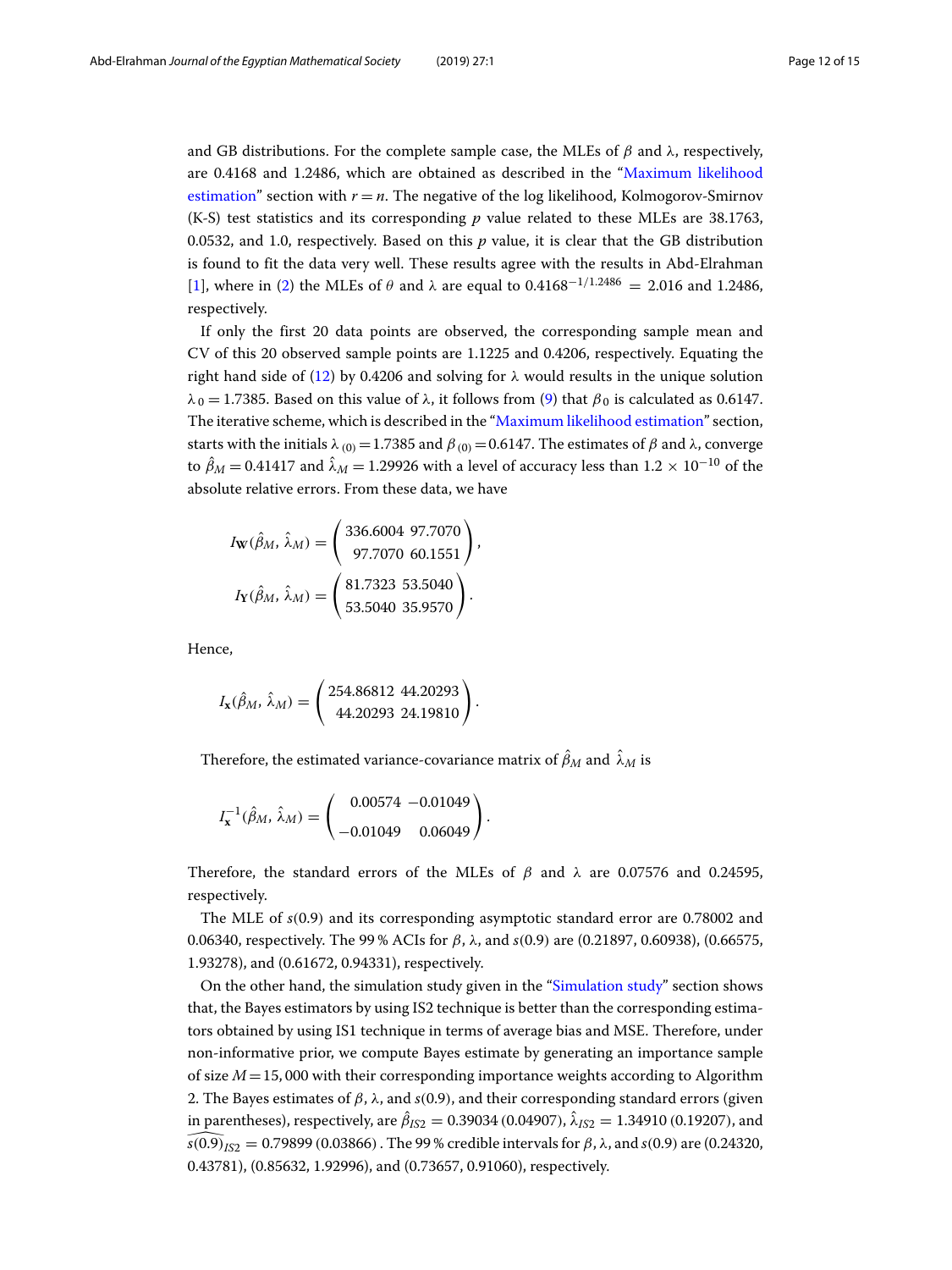and GB distributions. For the complete sample case, the MLEs of $\beta$ and $\lambda$, respectively, are 0.4168 and 1.2486, which are obtained as described in the "Maximum likelihood estimation" section with $r = n$. The negative of the log likelihood, Kolmogorov-Smirnov (K-S) test statistics and its corresponding $p$ value related to these MLEs are 38.1763, 0.0532, and 1.0, respectively. Based on this $p$ value, it is clear that the GB distribution is found to fit the data very well. These results agree with the results in Abd-Elrahman [1], where in (2) the MLEs of $\theta$ and $\lambda$ are equal to $0.4168^{-1/1.2486} = 2.016$ and 1.2486, respectively.

If only the first 20 data points are observed, the corresponding sample mean and CV of this 20 observed sample points are 1.1225 and 0.4206, respectively. Equating the right hand side of (12) by 0.4206 and solving for $\lambda$ would results in the unique solution $\lambda_0 = 1.7385$. Based on this value of $\lambda$, it follows from (9) that $\beta_0$ is calculated as 0.6147. The iterative scheme, which is described in the "Maximum likelihood estimation" section, starts with the initials $\lambda_{(0)} = 1.7385$ and $\beta_{(0)} = 0.6147$. The estimates of $\beta$ and $\lambda$, converge to $\hat{\beta}_M = 0.41417$ and $\hat{\lambda}_M = 1.29926$ with a level of accuracy less than $1.2 \times 10^{-10}$ of the absolute relative errors. From these data, we have

$$I_{\mathbf{W}}(\hat{\beta}_M, \hat{\lambda}_M) = \begin{pmatrix} 336.6004 & 97.7070 \\ 97.7070 & 60.1551 \end{pmatrix},$$

$$I_{\mathbf{Y}}(\hat{\beta}_M, \hat{\lambda}_M) = \begin{pmatrix} 81.7323 & 53.5040 \\ 53.5040 & 35.9570 \end{pmatrix}.$$

Hence,

$$I_{\mathbf{x}}(\hat{\beta}_M, \hat{\lambda}_M) = \begin{pmatrix} 254.86812 & 44.20293 \\ 44.20293 & 24.19810 \end{pmatrix}.$$

Therefore, the estimated variance-covariance matrix of $\hat{\beta}_M$ and $\hat{\lambda}_M$ is

$$I_{\mathbf{x}}^{-1}(\hat{\beta}_M, \hat{\lambda}_M) = \begin{pmatrix} 0.00574 & -0.01049 \\ -0.01049 & 0.06049 \end{pmatrix}.$$

Therefore, the standard errors of the MLEs of $\beta$ and $\lambda$ are 0.07576 and 0.24595, respectively.

The MLE of $s(0.9)$ and its corresponding asymptotic standard error are 0.78002 and 0.06340, respectively. The 99 % ACIs for $\beta$, $\lambda$, and $s(0.9)$ are (0.21897, 0.60938), (0.66575, 1.93278), and (0.61672, 0.94331), respectively.

On the other hand, the simulation study given in the "Simulation study" section shows that, the Bayes estimators by using IS2 technique is better than the corresponding estimators obtained by using IS1 technique in terms of average bias and MSE. Therefore, under non-informative prior, we compute Bayes estimate by generating an importance sample of size $M = 15,000$ with their corresponding importance weights according to Algorithm 2. The Bayes estimates of $\beta$, $\lambda$, and $s(0.9)$, and their corresponding standard errors (given in parentheses), respectively, are $\hat{\beta}_{IS2} = 0.39034$ (0.04907), $\hat{\lambda}_{IS2} = 1.34910$ (0.19207), and $\widehat{s(0.9)}_{IS2} = 0.79899$ (0.03866) . The 99 % credible intervals for $\beta$, $\lambda$, and $s(0.9)$ are (0.24320, 0.43781), (0.85632, 1.92996), and (0.73657, 0.91060), respectively.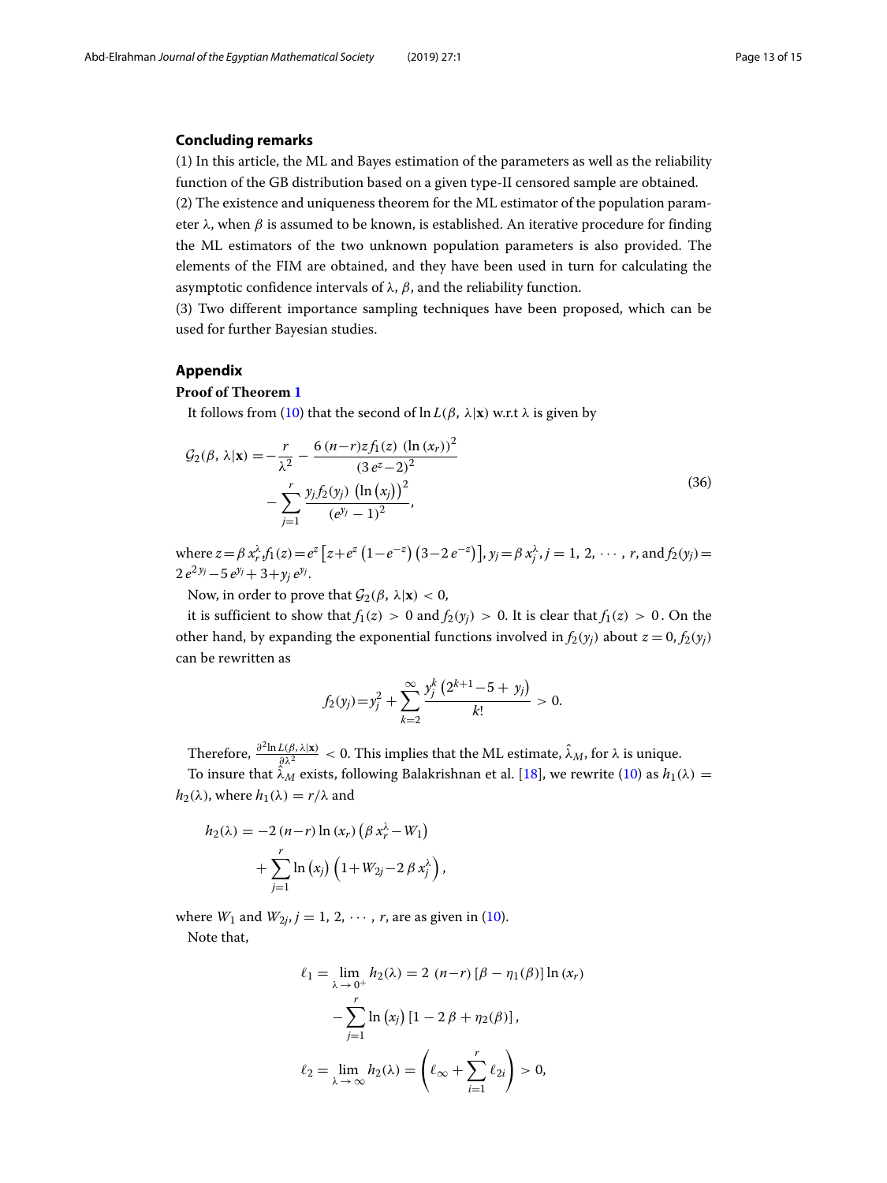## Concluding remarks

(1) In this article, the ML and Bayes estimation of the parameters as well as the reliability function of the GB distribution based on a given type-II censored sample are obtained.

(2) The existence and uniqueness theorem for the ML estimator of the population parameter $\lambda$, when $\beta$ is assumed to be known, is established. An iterative procedure for finding the ML estimators of the two unknown population parameters is also provided. The elements of the FIM are obtained, and they have been used in turn for calculating the asymptotic confidence intervals of $\lambda$, $\beta$, and the reliability function.

(3) Two different importance sampling techniques have been proposed, which can be used for further Bayesian studies.

## Appendix

**Proof of Theorem 1**

It follows from (10) that the second of $\ln L(\beta,\, \lambda|\mathbf{x})$ w.r.t $\lambda$ is given by

$$
\begin{aligned}
\mathcal{G}_2(\beta,\, \lambda|\mathbf{x}) =& -\frac{r}{\lambda^2} - \frac{6\,(n-r)z f_1(z)\;(\ln{(x_r)})^2}{(3\,e^z-2)^2} \\
&- \sum_{j=1}^{r} \frac{y_j f_2(y_j)\;\left(\ln\left(x_j\right)\right)^2}{(e^{y_j}-1)^2},
\end{aligned}
\tag{36}
$$

where $z = \beta\, x_r^\lambda, f_1(z) = e^z\left[z + e^z\left(1 - e^{-z}\right)\left(3 - 2\,e^{-z}\right)\right], y_j = \beta\, x_j^\lambda, j = 1,\, 2,\, \cdots,\, r,$ and $f_2(y_j) = 2\,e^{2\,y_j} - 5\,e^{y_j} + 3 + y_j\,e^{y_j}$.

Now, in order to prove that $\mathcal{G}_2(\beta,\, \lambda|\mathbf{x}) < 0$,

it is sufficient to show that $f_1(z) > 0$ and $f_2(y_j) > 0$. It is clear that $f_1(z) > 0$. On the other hand, by expanding the exponential functions involved in $f_2(y_j)$ about $z = 0$, $f_2(y_j)$ can be rewritten as

$$
f_2(y_j) = y_j^2 + \sum_{k=2}^{\infty} \frac{y_j^k\left(2^{k+1} - 5 + y_j\right)}{k!} > 0.
$$

Therefore, $\frac{\partial^2 \ln L(\beta,\, \lambda|\mathbf{x})}{\partial \lambda^2} < 0$. This implies that the ML estimate, $\hat{\lambda}_M$, for $\lambda$ is unique.

To insure that $\hat{\lambda}_M$ exists, following Balakrishnan et al. [18], we rewrite (10) as $h_1(\lambda) = h_2(\lambda)$, where $h_1(\lambda) = r/\lambda$ and

$$
\begin{aligned}
h_2(\lambda) =& -2\,(n-r)\ln{(x_r)}\left(\beta\, x_r^\lambda - W_1\right) \\
&+ \sum_{j=1}^{r} \ln\left(x_j\right)\left(1 + W_{2j} - 2\,\beta\, x_j^\lambda\right),
\end{aligned}
$$

where $W_1$ and $W_{2j}, j = 1,\, 2,\, \cdots,\, r$, are as given in (10).

Note that,

$$
\begin{aligned}
\ell_1 = \lim_{\lambda \to 0^+} h_2(\lambda) =& \; 2\;(n-r)\left[\beta - \eta_1(\beta)\right]\ln{(x_r)} \\
&- \sum_{j=1}^{r} \ln\left(x_j\right)\left[1 - 2\,\beta + \eta_2(\beta)\right], \\
\ell_2 = \lim_{\lambda \to \infty} h_2(\lambda) =& \left(\ell_\infty + \sum_{i=1}^{r} \ell_{2i}\right) > 0,
\end{aligned}
$$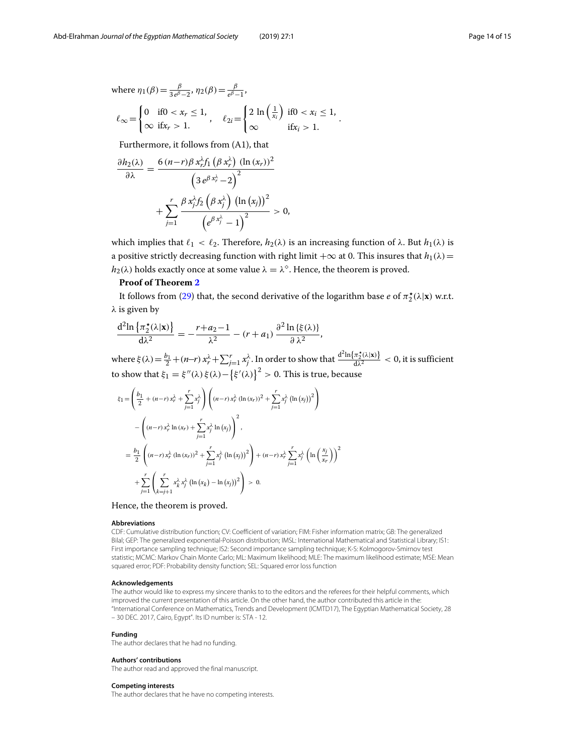where $\eta_1(\beta) = \frac{\beta}{3\,e^{\beta}-2}$, $\eta_2(\beta) = \frac{\beta}{e^{\beta}-1}$,

$$\ell_\infty = \begin{cases} 0 & \text{if} 0 < x_r \le 1, \\ \infty & \text{if} x_r > 1. \end{cases}, \quad \ell_{2i} = \begin{cases} 2\,\ln\left(\frac{1}{x_i}\right) & \text{if} 0 < x_i \le 1, \\ \infty & \text{if} x_i > 1. \end{cases}.$$

Furthermore, it follows from (A1), that

$$\frac{\partial h_2(\lambda)}{\partial \lambda} = \frac{6\,(n-r)\beta\,x_r^{\lambda} f_1\left(\beta\,x_r^{\lambda}\right)\,(\ln(x_r))^2}{\left(3\,e^{\beta\,x_r^{\lambda}}-2\right)^2} + \sum_{j=1}^{r} \frac{\beta\,x_j^{\lambda} f_2\left(\beta\,x_j^{\lambda}\right)\,\left(\ln\left(x_j\right)\right)^2}{\left(e^{\beta\,x_j^{\lambda}}-1\right)^2} > 0,$$

which implies that $\ell_1 < \ell_2$. Therefore, $h_2(\lambda)$ is an increasing function of $\lambda$. But $h_1(\lambda)$ is a positive strictly decreasing function with right limit $+\infty$ at 0. This insures that $h_1(\lambda) = h_2(\lambda)$ holds exactly once at some value $\lambda = \lambda^{\diamond}$. Hence, the theorem is proved.

**Proof of Theorem 2**

It follows from (29) that, the second derivative of the logarithm base $e$ of $\pi_2^{\star}(\lambda|\mathbf{x})$ w.r.t. $\lambda$ is given by

$$\frac{\mathrm{d}^2\ln\left\{\pi_2^{\star}(\lambda|\mathbf{x})\right\}}{\mathrm{d}\lambda^2} = -\frac{r+a_2-1}{\lambda^2} - (r+a_1)\,\frac{\partial^2 \ln\{\xi(\lambda)\}}{\partial\,\lambda^2},$$

where $\xi(\lambda) = \frac{b_1}{2} + (n-r)\,x_r^{\lambda} + \sum_{j=1}^{r} x_j^{\lambda}$. In order to show that $\frac{\mathrm{d}^2\ln\left\{\pi_2^{\star}(\lambda|\mathbf{x})\right\}}{\mathrm{d}\lambda^2} < 0$, it is sufficient to show that $\xi_1 = \xi''(\lambda)\,\xi(\lambda) - \left\{\xi'(\lambda)\right\}^2 > 0$. This is true, because

$$\begin{aligned}
\xi_1 &= \left(\frac{b_1}{2} + (n-r)\,x_r^{\lambda} + \sum_{j=1}^{r} x_j^{\lambda}\right)\left((n-r)\,x_r^{\lambda}\,(\ln(x_r))^2 + \sum_{j=1}^{r} x_j^{\lambda}\,\left(\ln\left(x_j\right)\right)^2\right) \\
&\quad - \left((n-r)\,x_r^{\lambda}\ln(x_r) + \sum_{j=1}^{r} x_j^{\lambda}\ln\left(x_j\right)\right)^2, \\
&= \frac{b_1}{2}\left((n-r)\,x_r^{\lambda}\,(\ln(x_r))^2 + \sum_{j=1}^{r} x_j^{\lambda}\,\left(\ln\left(x_j\right)\right)^2\right) + (n-r)\,x_r^{\lambda}\sum_{j=1}^{r} x_j^{\lambda}\,\left(\ln\left(\frac{x_j}{x_r}\right)\right)^2 \\
&\quad + \sum_{j=1}^{r}\left(\sum_{k=j+1}^{r} x_k^{\lambda}\,x_j^{\lambda}\,\left(\ln\left(x_k\right) - \ln\left(x_j\right)\right)^2\right) > 0.
\end{aligned}$$

Hence, the theorem is proved.

#### Abbreviations

CDF: Cumulative distribution function; CV: Coefficient of variation; FIM: Fisher information matrix; GB: The generalized Bilal; GEP: The generalized exponential-Poisson distribution; IMSL: International Mathematical and Statistical Library; IS1: First importance sampling technique; IS2: Second importance sampling technique; K-S: Kolmogorov-Smirnov test statistic; MCMC: Markov Chain Monte Carlo; ML: Maximum likelihood; MLE: The maximum likelihood estimate; MSE: Mean squared error; PDF: Probability density function; SEL: Squared error loss function

#### Acknowledgements

The author would like to express my sincere thanks to to the editors and the referees for their helpful comments, which improved the current presentation of this article. On the other hand, the author contributed this article in the: "International Conference on Mathematics, Trends and Development (ICMTD17), The Egyptian Mathematical Society, 28 – 30 DEC. 2017, Cairo, Egypt". Its ID number is: STA - 12.

#### Funding

The author declares that he had no funding.

#### Authors' contributions

The author read and approved the final manuscript.

#### Competing interests

The author declares that he have no competing interests.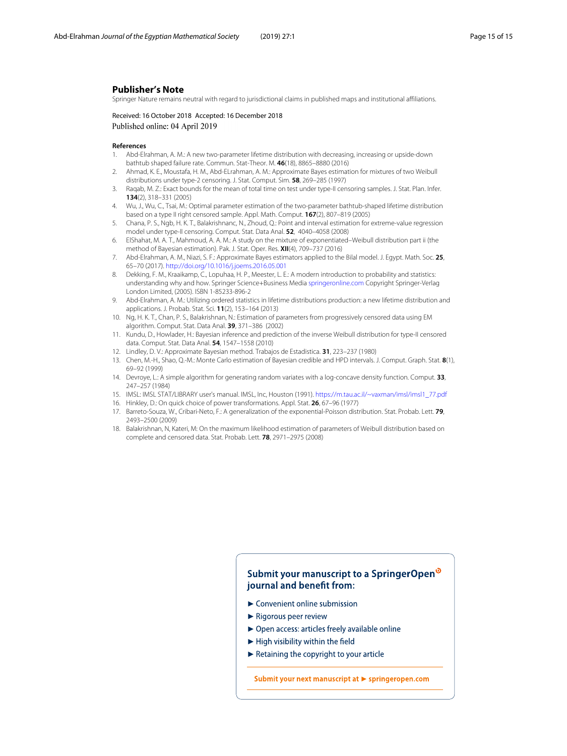## Publisher's Note

Springer Nature remains neutral with regard to jurisdictional claims in published maps and institutional affiliations.

Received: 16 October 2018 Accepted: 16 December 2018
Published online: 04 April 2019

### References

1. Abd-Elrahman, A. M.: A new two-parameter lifetime distribution with decreasing, increasing or upside-down bathtub shaped failure rate. Commun. Stat-Theor. M. **46**(18), 8865–8880 (2016)
2. Ahmad, K. E., Moustafa, H. M., Abd-ELrahman, A. M.: Approximate Bayes estimation for mixtures of two Weibull distributions under type-2 censoring. J. Stat. Comput. Sim. **58**, 269–285 (1997)
3. Raqab, M. Z.: Exact bounds for the mean of total time on test under type-II censoring samples. J. Stat. Plan. Infer. **134**(2), 318–331 (2005)
4. Wu, J., Wu, C., Tsai, M.: Optimal parameter estimation of the two-parameter bathtub-shaped lifetime distribution based on a type II right censored sample. Appl. Math. Comput. **167**(2), 807–819 (2005)
5. Chana, P. S., Ngb, H. K. T., Balakrishnanc, N., Zhoud, Q.: Point and interval estimation for extreme-value regression model under type-II censoring. Comput. Stat. Data Anal. **52**, 4040–4058 (2008)
6. ElShahat, M. A. T., Mahmoud, A. A. M.: A study on the mixture of exponentiated–Weibull distribution part ii (the method of Bayesian estimation). Pak. J. Stat. Oper. Res. **XII**(4), 709–737 (2016)
7. Abd-Elrahman, A. M., Niazi, S. F.: Approximate Bayes estimators applied to the Bilal model. J. Egypt. Math. Soc. **25**, 65–70 (2017). http://doi.org/10.1016/j.joems.2016.05.001
8. Dekking, F. M., Kraaikamp, C., Lopuhaa, H. P., Meester, L. E.: A modern introduction to probability and statistics: understanding why and how. Springer Science+Business Media springeronline.com Copyright Springer-Verlag London Limited, (2005). ISBN 1-85233-896-2
9. Abd-Elrahman, A. M.: Utilizing ordered statistics in lifetime distributions production: a new lifetime distribution and applications. J. Probab. Stat. Sci. **11**(2), 153–164 (2013)
10. Ng, H. K. T., Chan, P. S., Balakrishnan, N.: Estimation of parameters from progressively censored data using EM algorithm. Comput. Stat. Data Anal. **39**, 371–386 (2002)
11. Kundu, D., Howlader, H.: Bayesian inference and prediction of the inverse Weibull distribution for type-II censored data. Comput. Stat. Data Anal. **54**, 1547–1558 (2010)
12. Lindley, D. V.: Approximate Bayesian method. Trabajos de Estadistica. **31**, 223–237 (1980)
13. Chen, M.-H., Shao, Q.-M.: Monte Carlo estimation of Bayesian credible and HPD intervals. J. Comput. Graph. Stat. **8**(1), 69–92 (1999)
14. Devroye, L.: A simple algorithm for generating random variates with a log-concave density function. Comput. **33**, 247–257 (1984)
15. IMSL: IMSL STAT/LIBRARY user's manual. IMSL, Inc, Houston (1991). https://m.tau.ac.il/~vaxman/imsl/imsl1_77.pdf
16. Hinkley, D.: On quick choice of power transformations. Appl. Stat. **26**, 67–96 (1977)
17. Barreto-Souza, W., Cribari-Neto, F.: A generalization of the exponential-Poisson distribution. Stat. Probab. Lett. **79**, 2493–2500 (2009)
18. Balakrishnan, N, Kateri, M: On the maximum likelihood estimation of parameters of Weibull distribution based on complete and censored data. Stat. Probab. Lett. **78**, 2971–2975 (2008)

**Submit your manuscript to a SpringerOpen journal and benefit from:**

- ► Convenient online submission
- ► Rigorous peer review
- ► Open access: articles freely available online
- ► High visibility within the field
- ► Retaining the copyright to your article

**Submit your next manuscript at ► springeropen.com**